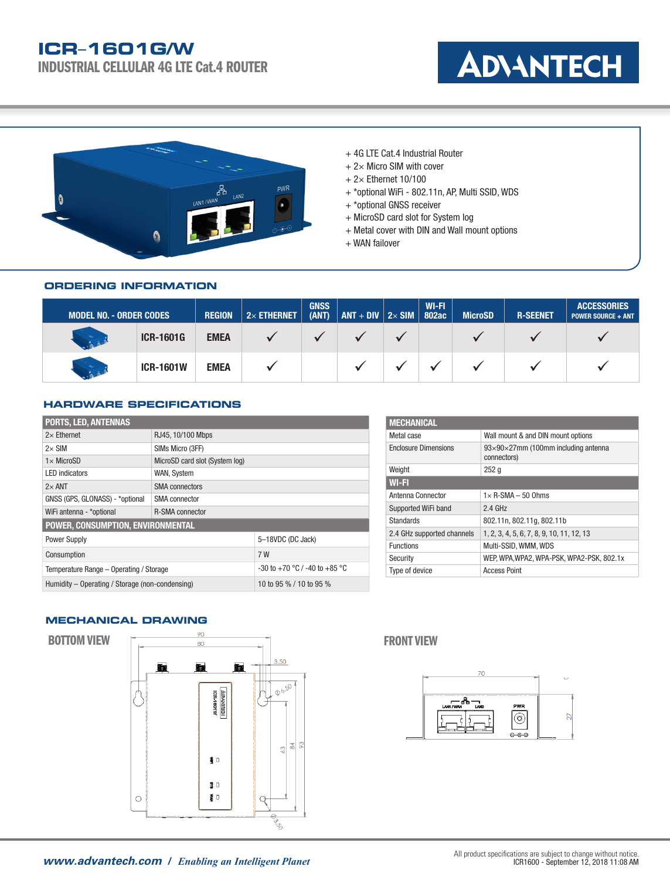# ICR-1601G/W

## INDUSTRIAL CELLULAR 4G LTE Cat.4 ROUTER

ADVANTECH

- + 4G LTE Cat.4 Industrial Router
- + 2× Micro SIM with cover
- + 2× Ethernet 10/100
- + *optional WiFi - 802.11n, AP, Multi SSID, WDS
- + *optional GNSS receiver
- + MicroSD card slot for System log
- + Metal cover with DIN and Wall mount options
- + WAN failover

## ORDERING INFORMATION

| MODEL NO. - ORDER CODES | | REGION | 2× ETHERNET | GNSS (ANT) | ANT + DIV | 2× SIM | WI-FI 802ac | MicroSD | R-SEENET | ACCESSORIES POWER SOURCE + ANT |
|---|---|---|---|---|---|---|---|---|---|---|
| | ICR-1601G | EMEA | ✓ | ✓ | ✓ | ✓ | | ✓ | ✓ | ✓ |
| | ICR-1601W | EMEA | ✓ | | ✓ | ✓ | ✓ | ✓ | ✓ | ✓ |

## HARDWARE SPECIFICATIONS

| PORTS, LED, ANTENNAS | |
|---|---|
| 2× Ethernet | RJ45, 10/100 Mbps |
| 2× SIM | SIMs Micro (3FF) |
| 1× MicroSD | MicroSD card slot (System log) |
| LED indicators | WAN, System |
| 2× ANT | SMA connectors |
| GNSS (GPS, GLONASS) - *optional | SMA connector |
| WiFi antenna - *optional | R-SMA connector |

| POWER, CONSUMPTION, ENVIRONMENTAL | |
|---|---|
| Power Supply | 5–18VDC (DC Jack) |
| Consumption | 7 W |
| Temperature Range – Operating / Storage | -30 to +70 °C / -40 to +85 °C |
| Humidity – Operating / Storage (non-condensing) | 10 to 95 % / 10 to 95 % |

| MECHANICAL | |
|---|---|
| Metal case | Wall mount & and DIN mount options |
| Enclosure Dimensions | 93×90×27mm (100mm including antenna connectors) |
| Weight | 252 g |

| WI-FI | |
|---|---|
| Antenna Connector | 1× R-SMA – 50 Ohms |
| Supported WiFi band | 2.4 GHz |
| Standards | 802.11n, 802.11g, 802.11b |
| 2.4 GHz supported channels | 1, 2, 3, 4, 5, 6, 7, 8, 9, 10, 11, 12, 13 |
| Functions | Multi-SSID, WMM, WDS |
| Security | WEP, WPA,WPA2, WPA-PSK, WPA2-PSK, 802.1x |
| Type of device | Access Point |

## MECHANICAL DRAWING

### BOTTOM VIEW

### FRONT VIEW

*www.advantech.com / Enabling an Intelligent Planet*

All product specifications are subject to change without notice.
ICR1600 - September 12, 2018 11:08 AM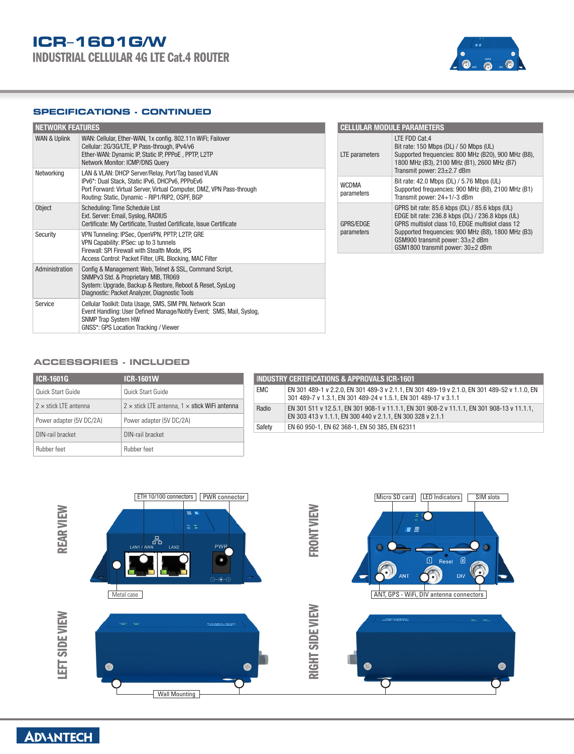# ICR-1601G/W

## INDUSTRIAL CELLULAR 4G LTE Cat.4 ROUTER

### SPECIFICATIONS - CONTINUED

| NETWORK FEATURES | |
|---|---|
| WAN & Uplink | WAN: Cellular, Ether-WAN, 1x config. 802.11n WiFi; Failover<br>Cellular: 2G/3G/LTE, IP Pass-through, IPv4/v6<br>Ether-WAN: Dynamic IP, Static IP, PPPoE , PPTP, L2TP<br>Network Monitor: ICMP/DNS Query |
| Networking | LAN & VLAN: DHCP Server/Relay, Port/Tag based VLAN<br>IPv6*: Dual Stack, Static IPv6, DHCPv6, PPPoEv6<br>Port Forward: Virtual Server, Virtual Computer, DMZ, VPN Pass-through<br>Routing: Static, Dynamic - RIP1/RIP2, OSPF, BGP |
| Object | Scheduling: Time Schedule List<br>Ext. Server: Email, Syslog, RADIUS<br>Certificate: My Certificate, Trusted Certificate, Issue Certificate |
| Security | VPN Tunneling: IPSec, OpenVPN, PPTP, L2TP, GRE<br>VPN Capability: IPSec: up to 3 tunnels<br>Firewall: SPI Firewall with Stealth Mode, IPS<br>Access Control: Packet Filter, URL Blocking, MAC Filter |
| Administration | Config & Management: Web, Telnet & SSL, Command Script,<br>SNMPv3 Std. & Proprietary MIB, TR069<br>System: Upgrade, Backup & Restore, Reboot & Reset, SysLog<br>Diagnostic: Packet Analyzer, Diagnostic Tools |
| Service | Cellular Toolkit: Data Usage, SMS, SIM PIN, Network Scan<br>Event Handling: User Defined Manage/Notify Event; SMS, Mail, Syslog,<br>SNMP Trap System HW<br>GNSS*: GPS Location Tracking / Viewer |

| CELLULAR MODULE PARAMETERS | |
|---|---|
| LTE parameters | LTE FDD Cat.4<br>Bit rate: 150 Mbps (DL) / 50 Mbps (UL)<br>Supported frequencies: 800 MHz (B20), 900 MHz (B8), 1800 MHz (B3), 2100 MHz (B1), 2600 MHz (B7)<br>Transmit power: 23±2.7 dBm |
| WCDMA parameters | Bit rate: 42.0 Mbps (DL) / 5.76 Mbps (UL)<br>Supported frequencies: 900 MHz (B8), 2100 MHz (B1)<br>Transmit power: 24+1/-3 dBm |
| GPRS/EDGE parameters | GPRS bit rate: 85.6 kbps (DL) / 85.6 kbps (UL)<br>EDGE bit rate: 236.8 kbps (DL) / 236.8 kbps (UL)<br>GPRS multislot class 10, EDGE multislot class 12<br>Supported frequencies: 900 MHz (B8), 1800 MHz (B3)<br>GSM900 transmit power: 33±2 dBm<br>GSM1800 transmit power: 30±2 dBm |

### ACCESSORIES - INCLUDED

| ICR-1601G | ICR-1601W |
|---|---|
| Quick Start Guide | Quick Start Guide |
| 2 × stick LTE antenna | 2 × stick LTE antenna, 1 × stick WiFi antenna |
| Power adapter (5V DC/2A) | Power adapter (5V DC/2A) |
| DIN-rail bracket | DIN-rail bracket |
| Rubber feet | Rubber feet |

| INDUSTRY CERTIFICATIONS & APPROVALS ICR-1601 | |
|---|---|
| EMC | EN 301 489-1 v 2.2.0, EN 301 489-3 v 2.1.1, EN 301 489-19 v 2.1.0, EN 301 489-52 v 1.1.0, EN 301 489-7 v 1.3.1, EN 301 489-24 v 1.5.1, EN 301 489-17 v 3.1.1 |
| Radio | EN 301 511 v 12.5.1, EN 301 908-1 v 11.1.1, EN 301 908-2 v 11.1.1, EN 301 908-13 v 11.1.1, EN 303 413 v 1.1.1, EN 300 440 v 2.1.1, EN 300 328 v 2.1.1 |
| Safety | EN 60 950-1, EN 62 368-1, EN 50 385, EN 62311 |

REAR VIEW

ETH 10/100 connectors
PWR connector
Metal case

FRONT VIEW

Micro SD card
LED Indicators
SIM slots
ANT, GPS - WiFi, DIV antenna connectors

LEFT SIDE VIEW

RIGHT SIDE VIEW

Wall Mounting

ADVANTECH